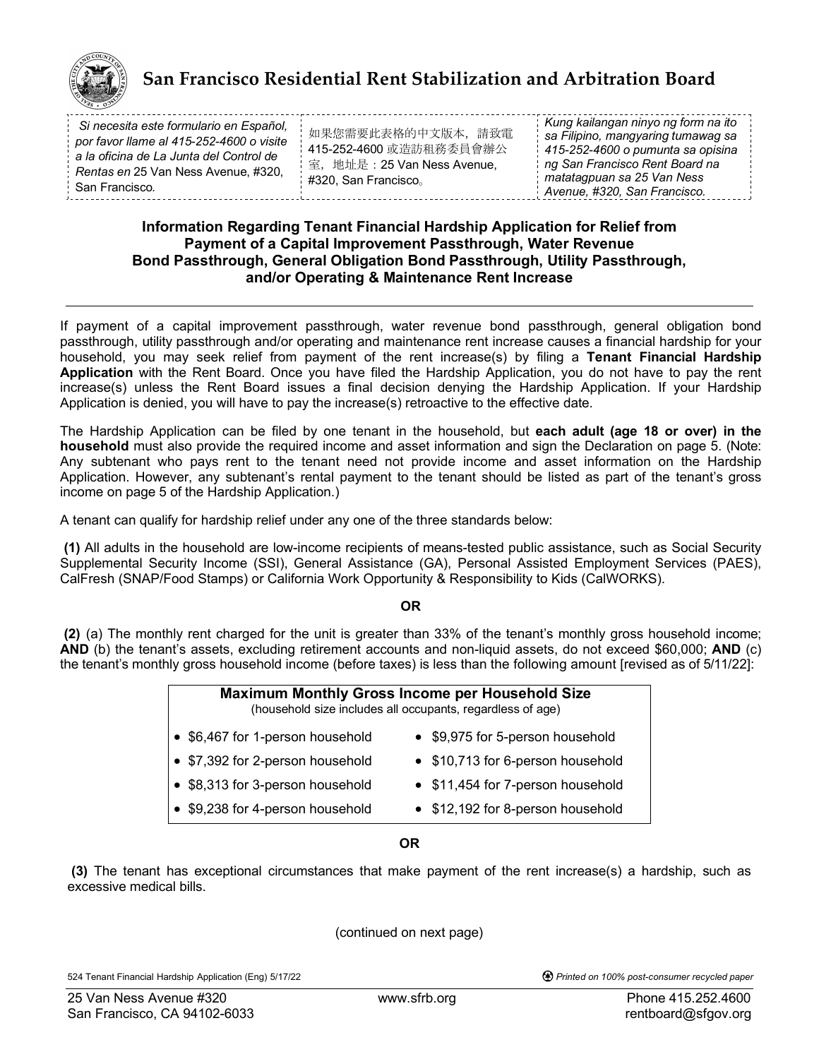# San Francisco Residential Rent Stabilization and Arbitration Board

| | | |
|---|---|---|
| *Si necesita este formulario en Español, por favor llame al 415-252-4600 o visite a la oficina de La Junta del Control de Rentas en* 25 Van Ness Avenue, #320, San Francisco*.* | 如果您需要此表格的中文版本，請致電415-252-4600 或造訪租務委員會辦公室，地址是：25 Van Ness Avenue, #320, San Francisco。 | *Kung kailangan ninyo ng form na ito sa Filipino, mangyaring tumawag sa 415-252-4600 o pumunta sa opisina ng San Francisco Rent Board na matatagpuan sa 25 Van Ness Avenue, #320, San Francisco.* |

## Information Regarding Tenant Financial Hardship Application for Relief from Payment of a Capital Improvement Passthrough, Water Revenue Bond Passthrough, General Obligation Bond Passthrough, Utility Passthrough, and/or Operating & Maintenance Rent Increase

If payment of a capital improvement passthrough, water revenue bond passthrough, general obligation bond passthrough, utility passthrough and/or operating and maintenance rent increase causes a financial hardship for your household, you may seek relief from payment of the rent increase(s) by filing a **Tenant Financial Hardship Application** with the Rent Board. Once you have filed the Hardship Application, you do not have to pay the rent increase(s) unless the Rent Board issues a final decision denying the Hardship Application. If your Hardship Application is denied, you will have to pay the increase(s) retroactive to the effective date.

The Hardship Application can be filed by one tenant in the household, but **each adult (age 18 or over) in the household** must also provide the required income and asset information and sign the Declaration on page 5. (Note: Any subtenant who pays rent to the tenant need not provide income and asset information on the Hardship Application. However, any subtenant's rental payment to the tenant should be listed as part of the tenant's gross income on page 5 of the Hardship Application.)

A tenant can qualify for hardship relief under any one of the three standards below:

**(1)** All adults in the household are low-income recipients of means-tested public assistance, such as Social Security Supplemental Security Income (SSI), General Assistance (GA), Personal Assisted Employment Services (PAES), CalFresh (SNAP/Food Stamps) or California Work Opportunity & Responsibility to Kids (CalWORKS).

**OR**

**(2)** (a) The monthly rent charged for the unit is greater than 33% of the tenant's monthly gross household income; **AND** (b) the tenant's assets, excluding retirement accounts and non-liquid assets, do not exceed $60,000; **AND** (c) the tenant's monthly gross household income (before taxes) is less than the following amount [revised as of 5/11/22]:

**Maximum Monthly Gross Income per Household Size**
(household size includes all occupants, regardless of age)

- $6,467 for 1-person household
- $7,392 for 2-person household
- $8,313 for 3-person household
- $9,238 for 4-person household
- $9,975 for 5-person household
- $10,713 for 6-person household
- $11,454 for 7-person household
- $12,192 for 8-person household

**OR**

**(3)** The tenant has exceptional circumstances that make payment of the rent increase(s) a hardship, such as excessive medical bills.

(continued on next page)

524 Tenant Financial Hardship Application (Eng) 5/17/22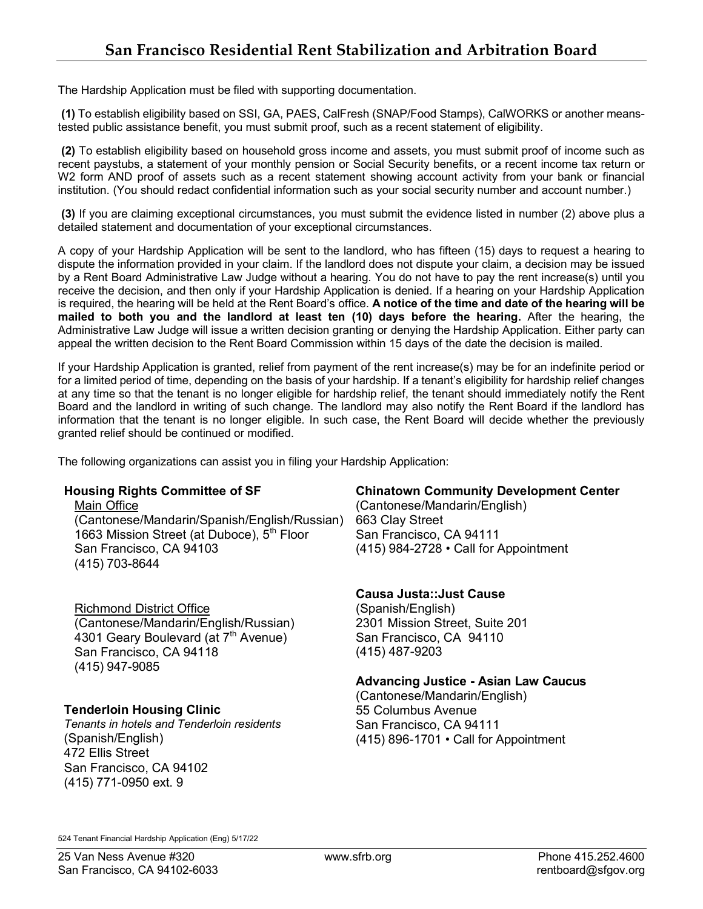The Hardship Application must be filed with supporting documentation.

**(1)** To establish eligibility based on SSI, GA, PAES, CalFresh (SNAP/Food Stamps), CalWORKS or another means-tested public assistance benefit, you must submit proof, such as a recent statement of eligibility.

**(2)** To establish eligibility based on household gross income and assets, you must submit proof of income such as recent paystubs, a statement of your monthly pension or Social Security benefits, or a recent income tax return or W2 form AND proof of assets such as a recent statement showing account activity from your bank or financial institution. (You should redact confidential information such as your social security number and account number.)

**(3)** If you are claiming exceptional circumstances, you must submit the evidence listed in number (2) above plus a detailed statement and documentation of your exceptional circumstances.

A copy of your Hardship Application will be sent to the landlord, who has fifteen (15) days to request a hearing to dispute the information provided in your claim. If the landlord does not dispute your claim, a decision may be issued by a Rent Board Administrative Law Judge without a hearing. You do not have to pay the rent increase(s) until you receive the decision, and then only if your Hardship Application is denied. If a hearing on your Hardship Application is required, the hearing will be held at the Rent Board's office. **A notice of the time and date of the hearing will be mailed to both you and the landlord at least ten (10) days before the hearing.** After the hearing, the Administrative Law Judge will issue a written decision granting or denying the Hardship Application. Either party can appeal the written decision to the Rent Board Commission within 15 days of the date the decision is mailed.

If your Hardship Application is granted, relief from payment of the rent increase(s) may be for an indefinite period or for a limited period of time, depending on the basis of your hardship. If a tenant's eligibility for hardship relief changes at any time so that the tenant is no longer eligible for hardship relief, the tenant should immediately notify the Rent Board and the landlord in writing of such change. The landlord may also notify the Rent Board if the landlord has information that the tenant is no longer eligible. In such case, the Rent Board will decide whether the previously granted relief should be continued or modified.

The following organizations can assist you in filing your Hardship Application:

**Housing Rights Committee of SF**

Main Office
(Cantonese/Mandarin/Spanish/English/Russian)
1663 Mission Street (at Duboce), 5th Floor
San Francisco, CA 94103
(415) 703-8644

Richmond District Office
(Cantonese/Mandarin/English/Russian)
4301 Geary Boulevard (at 7th Avenue)
San Francisco, CA 94118
(415) 947-9085

**Tenderloin Housing Clinic**
*Tenants in hotels and Tenderloin residents*
(Spanish/English)
472 Ellis Street
San Francisco, CA 94102
(415) 771-0950 ext. 9

**Chinatown Community Development Center**
(Cantonese/Mandarin/English)
663 Clay Street
San Francisco, CA 94111
(415) 984-2728 • Call for Appointment

**Causa Justa::Just Cause**
(Spanish/English)
2301 Mission Street, Suite 201
San Francisco, CA 94110
(415) 487-9203

**Advancing Justice - Asian Law Caucus**
(Cantonese/Mandarin/English)
55 Columbus Avenue
San Francisco, CA 94111
(415) 896-1701 • Call for Appointment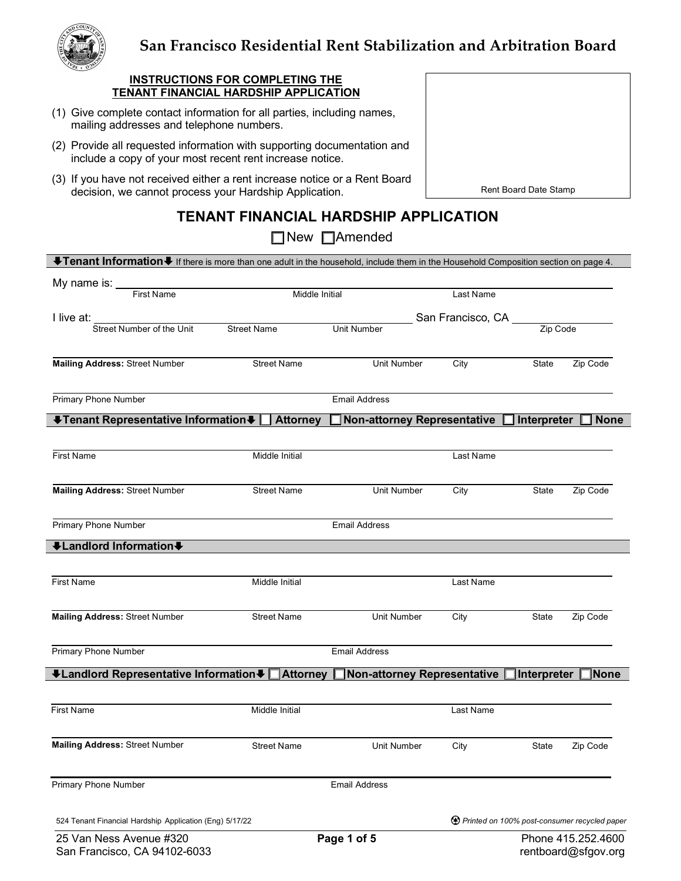# San Francisco Residential Rent Stabilization and Arbitration Board

**INSTRUCTIONS FOR COMPLETING THE TENANT FINANCIAL HARDSHIP APPLICATION**

(1) Give complete contact information for all parties, including names, mailing addresses and telephone numbers.

(2) Provide all requested information with supporting documentation and include a copy of your most recent rent increase notice.

(3) If you have not received either a rent increase notice or a Rent Board decision, we cannot process your Hardship Application.

Rent Board Date Stamp

## TENANT FINANCIAL HARDSHIP APPLICATION

☐ New ☐ Amended

**⬇Tenant Information⬇** If there is more than one adult in the household, include them in the Household Composition section on page 4.

My name is: ______________________________________________
First Name | Middle Initial | Last Name

I live at: ______________________________________________ San Francisco, CA ____________
Street Number of the Unit | Street Name | Unit Number | Zip Code

______________________________________________
**Mailing Address:** Street Number | Street Name | Unit Number | City | State | Zip Code

______________________________________________
Primary Phone Number | Email Address

**⬇Tenant Representative Information⬇** ☐ **Attorney** ☐ **Non-attorney Representative** ☐ **Interpreter** ☐ **None**

______________________________________________
First Name | Middle Initial | Last Name

______________________________________________
**Mailing Address:** Street Number | Street Name | Unit Number | City | State | Zip Code

______________________________________________
Primary Phone Number | Email Address

**⬇Landlord Information⬇**

______________________________________________
First Name | Middle Initial | Last Name

______________________________________________
**Mailing Address:** Street Number | Street Name | Unit Number | City | State | Zip Code

______________________________________________
Primary Phone Number | Email Address

**⬇Landlord Representative Information⬇** ☐ **Attorney** ☐ **Non-attorney Representative** ☐ **Interpreter** ☐ **None**

______________________________________________
First Name | Middle Initial | Last Name

______________________________________________
**Mailing Address:** Street Number | Street Name | Unit Number | City | State | Zip Code

______________________________________________
Primary Phone Number | Email Address

524 Tenant Financial Hardship Application (Eng) 5/17/22

*Printed on 100% post-consumer recycled paper*

25 Van Ness Avenue #320
San Francisco, CA 94102-6033

Phone 415.252.4600
rentboard@sfgov.org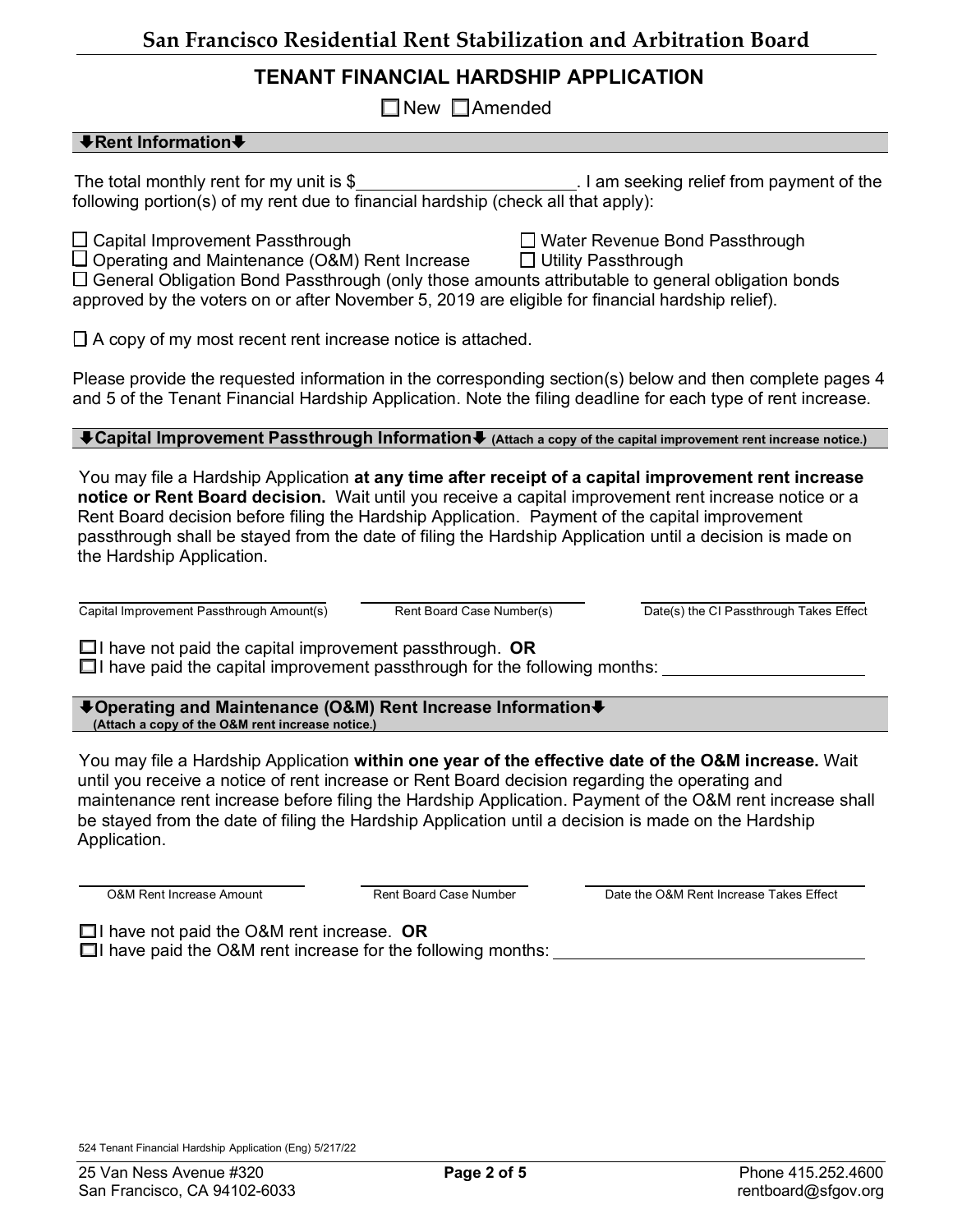# San Francisco Residential Rent Stabilization and Arbitration Board

## TENANT FINANCIAL HARDSHIP APPLICATION

☐ New ☐ Amended

### ⬇Rent Information⬇

The total monthly rent for my unit is $\_\_\_\_\_\_\_\_\_\_\_\_\_\_\_\_\_\_\_\_\_\_\_. I am seeking relief from payment of the following portion(s) of my rent due to financial hardship (check all that apply):

☐ Capital Improvement Passthrough

☐ Operating and Maintenance (O&M) Rent Increase

☐ Water Revenue Bond Passthrough

☐ Utility Passthrough

☐ General Obligation Bond Passthrough (only those amounts attributable to general obligation bonds approved by the voters on or after November 5, 2019 are eligible for financial hardship relief).

☐ A copy of my most recent rent increase notice is attached.

Please provide the requested information in the corresponding section(s) below and then complete pages 4 and 5 of the Tenant Financial Hardship Application. Note the filing deadline for each type of rent increase.

### ⬇Capital Improvement Passthrough Information⬇ (Attach a copy of the capital improvement rent increase notice.)

You may file a Hardship Application **at any time after receipt of a capital improvement rent increase notice or Rent Board decision.** Wait until you receive a capital improvement rent increase notice or a Rent Board decision before filing the Hardship Application. Payment of the capital improvement passthrough shall be stayed from the date of filing the Hardship Application until a decision is made on the Hardship Application.

| \_\_\_\_\_\_\_\_\_\_\_\_\_\_\_\_\_\_\_\_ | \_\_\_\_\_\_\_\_\_\_\_\_\_\_\_\_\_\_\_\_ | \_\_\_\_\_\_\_\_\_\_\_\_\_\_\_\_\_\_\_\_ |
|---|---|---|
| Capital Improvement Passthrough Amount(s) | Rent Board Case Number(s) | Date(s) the CI Passthrough Takes Effect |

☐ I have not paid the capital improvement passthrough. **OR**

☐ I have paid the capital improvement passthrough for the following months: \_\_\_\_\_\_\_\_\_\_\_\_\_\_\_\_\_\_\_\_

### ⬇Operating and Maintenance (O&M) Rent Increase Information⬇ (Attach a copy of the O&M rent increase notice.)

You may file a Hardship Application **within one year of the effective date of the O&M increase.** Wait until you receive a notice of rent increase or Rent Board decision regarding the operating and maintenance rent increase before filing the Hardship Application. Payment of the O&M rent increase shall be stayed from the date of filing the Hardship Application until a decision is made on the Hardship Application.

| \_\_\_\_\_\_\_\_\_\_\_\_\_\_\_\_\_\_\_\_ | \_\_\_\_\_\_\_\_\_\_\_\_\_\_\_\_\_\_\_\_ | \_\_\_\_\_\_\_\_\_\_\_\_\_\_\_\_\_\_\_\_ |
|---|---|---|
| O&M Rent Increase Amount | Rent Board Case Number | Date the O&M Rent Increase Takes Effect |

☐ I have not paid the O&M rent increase. **OR**

☐ I have paid the O&M rent increase for the following months: \_\_\_\_\_\_\_\_\_\_\_\_\_\_\_\_\_\_\_\_

524 Tenant Financial Hardship Application (Eng) 5/217/22

25 Van Ness Avenue #320
San Francisco, CA 94102-6033

Phone 415.252.4600
rentboard@sfgov.org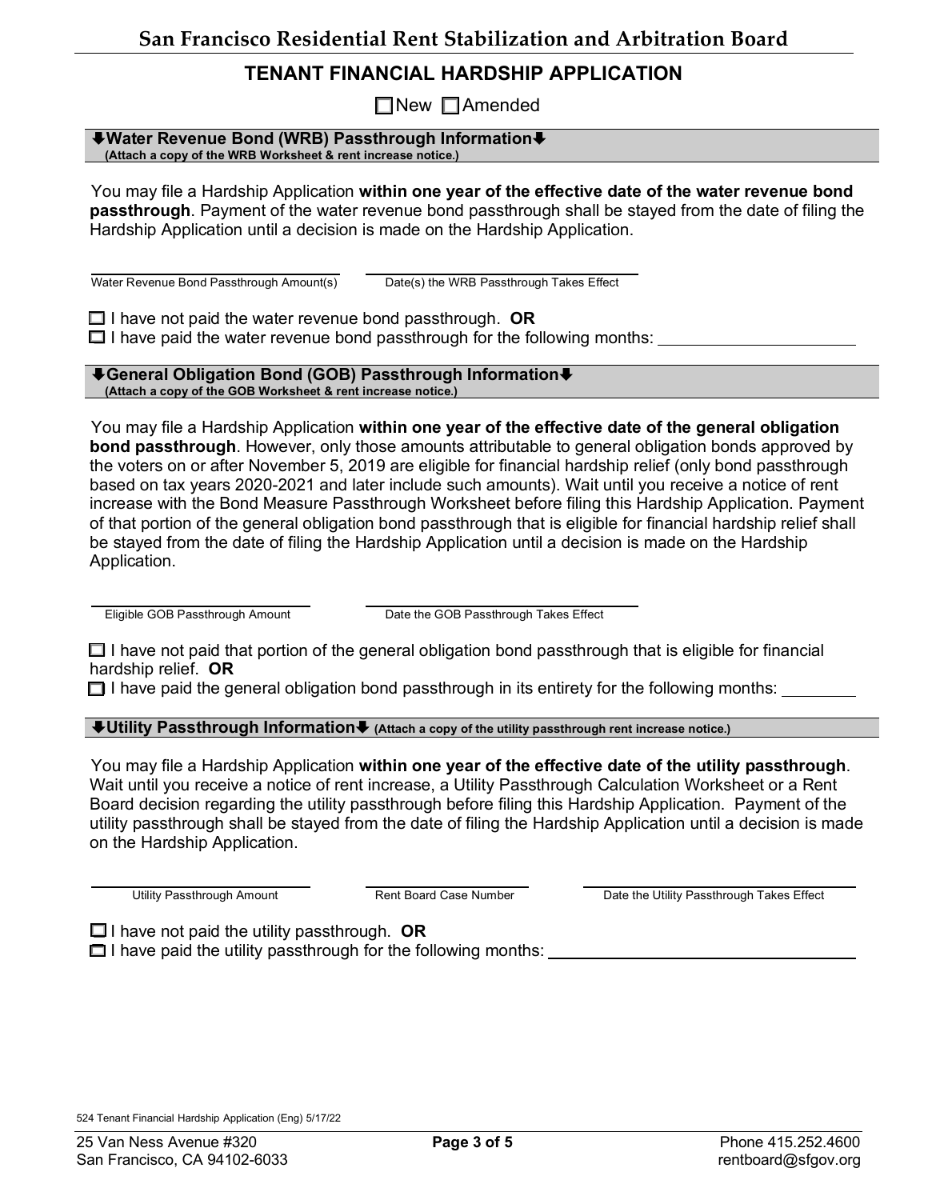## TENANT FINANCIAL HARDSHIP APPLICATION

☐ New ☐ Amended

### ⬇Water Revenue Bond (WRB) Passthrough Information⬇

**(Attach a copy of the WRB Worksheet & rent increase notice.)**

You may file a Hardship Application **within one year of the effective date of the water revenue bond passthrough**. Payment of the water revenue bond passthrough shall be stayed from the date of filing the Hardship Application until a decision is made on the Hardship Application.

______________________ Water Revenue Bond Passthrough Amount(s)

______________________ Date(s) the WRB Passthrough Takes Effect

☐ I have not paid the water revenue bond passthrough. **OR**

☐ I have paid the water revenue bond passthrough for the following months: ______________________

### ⬇General Obligation Bond (GOB) Passthrough Information⬇

**(Attach a copy of the GOB Worksheet & rent increase notice.)**

You may file a Hardship Application **within one year of the effective date of the general obligation bond passthrough**. However, only those amounts attributable to general obligation bonds approved by the voters on or after November 5, 2019 are eligible for financial hardship relief (only bond passthrough based on tax years 2020-2021 and later include such amounts). Wait until you receive a notice of rent increase with the Bond Measure Passthrough Worksheet before filing this Hardship Application. Payment of that portion of the general obligation bond passthrough that is eligible for financial hardship relief shall be stayed from the date of filing the Hardship Application until a decision is made on the Hardship Application.

______________________ Eligible GOB Passthrough Amount

______________________ Date the GOB Passthrough Takes Effect

☐ I have not paid that portion of the general obligation bond passthrough that is eligible for financial hardship relief. **OR**

☐ I have paid the general obligation bond passthrough in its entirety for the following months: ________

### ⬇Utility Passthrough Information⬇ **(Attach a copy of the utility passthrough rent increase notice.)**

You may file a Hardship Application **within one year of the effective date of the utility passthrough**. Wait until you receive a notice of rent increase, a Utility Passthrough Calculation Worksheet or a Rent Board decision regarding the utility passthrough before filing this Hardship Application. Payment of the utility passthrough shall be stayed from the date of filing the Hardship Application until a decision is made on the Hardship Application.

______________________ Utility Passthrough Amount

______________________ Rent Board Case Number

______________________ Date the Utility Passthrough Takes Effect

☐ I have not paid the utility passthrough. **OR**

☐ I have paid the utility passthrough for the following months: ______________________

524 Tenant Financial Hardship Application (Eng) 5/17/22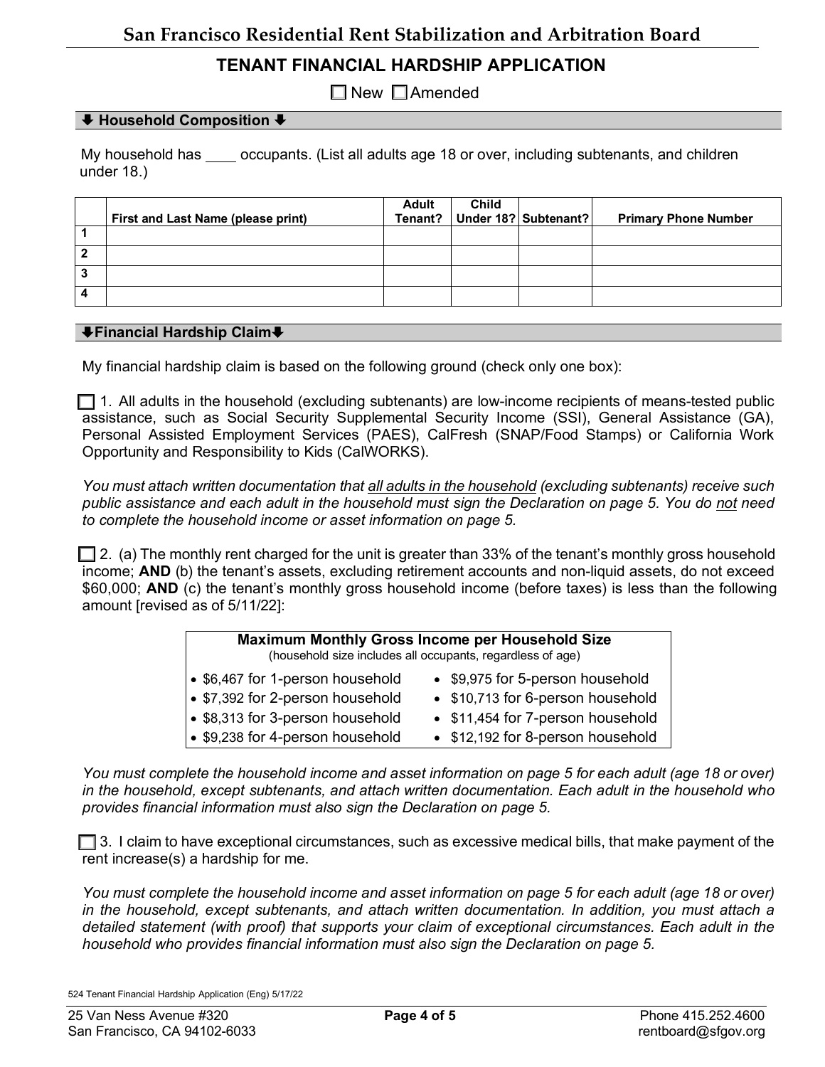# San Francisco Residential Rent Stabilization and Arbitration Board

## TENANT FINANCIAL HARDSHIP APPLICATION

☐ New ☐ Amended

### ⬇ Household Composition ⬇

My household has ____ occupants. (List all adults age 18 or over, including subtenants, and children under 18.)

| | First and Last Name (please print) | Adult Tenant? | Child Under 18? | Subtenant? | Primary Phone Number |
|---|---|---|---|---|---|
| 1 | | | | | |
| 2 | | | | | |
| 3 | | | | | |
| 4 | | | | | |

### ⬇Financial Hardship Claim⬇

My financial hardship claim is based on the following ground (check only one box):

☐ 1. All adults in the household (excluding subtenants) are low-income recipients of means-tested public assistance, such as Social Security Supplemental Security Income (SSI), General Assistance (GA), Personal Assisted Employment Services (PAES), CalFresh (SNAP/Food Stamps) or California Work Opportunity and Responsibility to Kids (CalWORKS).

*You must attach written documentation that all adults in the household (excluding subtenants) receive such public assistance and each adult in the household must sign the Declaration on page 5. You do not need to complete the household income or asset information on page 5.*

☐ 2. (a) The monthly rent charged for the unit is greater than 33% of the tenant's monthly gross household income; **AND** (b) the tenant's assets, excluding retirement accounts and non-liquid assets, do not exceed $60,000; **AND** (c) the tenant's monthly gross household income (before taxes) is less than the following amount [revised as of 5/11/22]:

**Maximum Monthly Gross Income per Household Size**
(household size includes all occupants, regardless of age)

- $6,467 for 1-person household
- $7,392 for 2-person household
- $8,313 for 3-person household
- $9,238 for 4-person household
- $9,975 for 5-person household
- $10,713 for 6-person household
- $11,454 for 7-person household
- $12,192 for 8-person household

*You must complete the household income and asset information on page 5 for each adult (age 18 or over) in the household, except subtenants, and attach written documentation. Each adult in the household who provides financial information must also sign the Declaration on page 5.*

☐ 3. I claim to have exceptional circumstances, such as excessive medical bills, that make payment of the rent increase(s) a hardship for me.

*You must complete the household income and asset information on page 5 for each adult (age 18 or over) in the household, except subtenants, and attach written documentation. In addition, you must attach a detailed statement (with proof) that supports your claim of exceptional circumstances. Each adult in the household who provides financial information must also sign the Declaration on page 5.*

524 Tenant Financial Hardship Application (Eng) 5/17/22

25 Van Ness Avenue #320
San Francisco, CA 94102-6033

Phone 415.252.4600
rentboard@sfgov.org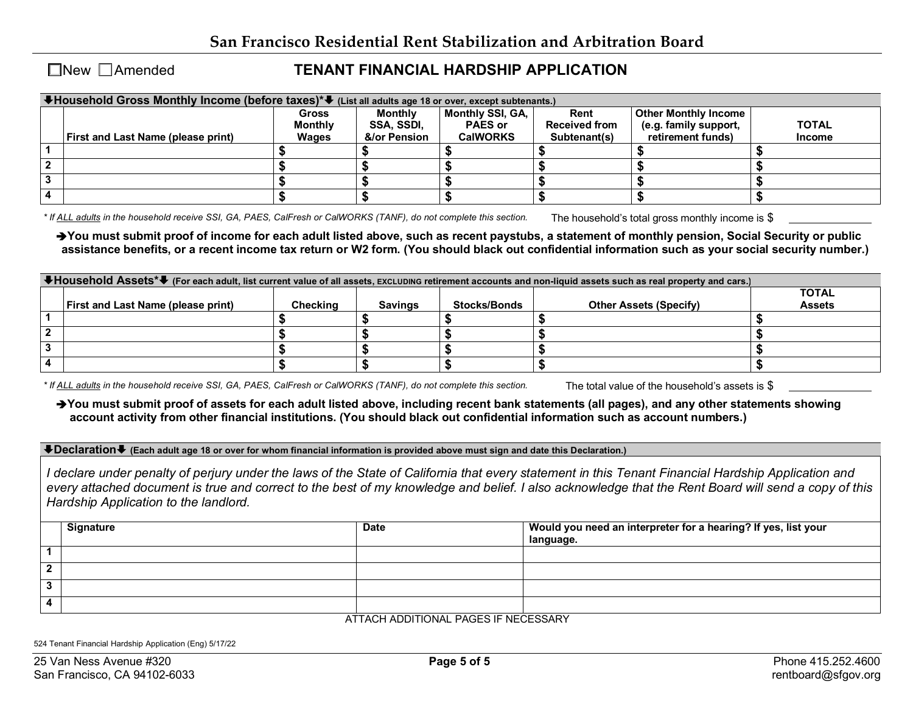# San Francisco Residential Rent Stabilization and Arbitration Board

☐New ☐Amended

## TENANT FINANCIAL HARDSHIP APPLICATION

**Household Gross Monthly Income (before taxes)*** (List all adults age 18 or over, except subtenants.)

| | First and Last Name (please print) | Gross Monthly Wages | Monthly SSA, SSDI, &/or Pension | Monthly SSI, GA, PAES or CalWORKS | Rent Received from Subtenant(s) | Other Monthly Income (e.g. family support, retirement funds) | TOTAL Income |
|---|---|---|---|---|---|---|---|
| 1 | | $ | $ | $ | $ | $ | $ |
| 2 | | $ | $ | $ | $ | $ | $ |
| 3 | | $ | $ | $ | $ | $ | $ |
| 4 | | $ | $ | $ | $ | $ | $ |

*\* If ALL adults in the household receive SSI, GA, PAES, CalFresh or CalWORKS (TANF), do not complete this section.*

The household's total gross monthly income is $ ______________

➔ **You must submit proof of income for each adult listed above, such as recent paystubs, a statement of monthly pension, Social Security or public assistance benefits, or a recent income tax return or W2 form. (You should black out confidential information such as your social security number.)**

**Household Assets*** (For each adult, list current value of all assets, EXCLUDING retirement accounts and non-liquid assets such as real property and cars.)

| | First and Last Name (please print) | Checking | Savings | Stocks/Bonds | Other Assets (Specify) | TOTAL Assets |
|---|---|---|---|---|---|---|
| 1 | | $ | $ | $ | $ | $ |
| 2 | | $ | $ | $ | $ | $ |
| 3 | | $ | $ | $ | $ | $ |
| 4 | | $ | $ | $ | $ | $ |

*\* If ALL adults in the household receive SSI, GA, PAES, CalFresh or CalWORKS (TANF), do not complete this section.*

The total value of the household's assets is $ ______________

➔ **You must submit proof of assets for each adult listed above, including recent bank statements (all pages), and any other statements showing account activity from other financial institutions. (You should black out confidential information such as account numbers.)**

**Declaration** (Each adult age 18 or over for whom financial information is provided above must sign and date this Declaration.)

*I declare under penalty of perjury under the laws of the State of California that every statement in this Tenant Financial Hardship Application and every attached document is true and correct to the best of my knowledge and belief. I also acknowledge that the Rent Board will send a copy of this Hardship Application to the landlord.*

| | Signature | Date | Would you need an interpreter for a hearing? If yes, list your language. |
|---|---|---|---|
| 1 | | | |
| 2 | | | |
| 3 | | | |
| 4 | | | |

ATTACH ADDITIONAL PAGES IF NECESSARY

524 Tenant Financial Hardship Application (Eng) 5/17/22

25 Van Ness Avenue #320
San Francisco, CA 94102-6033

Phone 415.252.4600
rentboard@sfgov.org